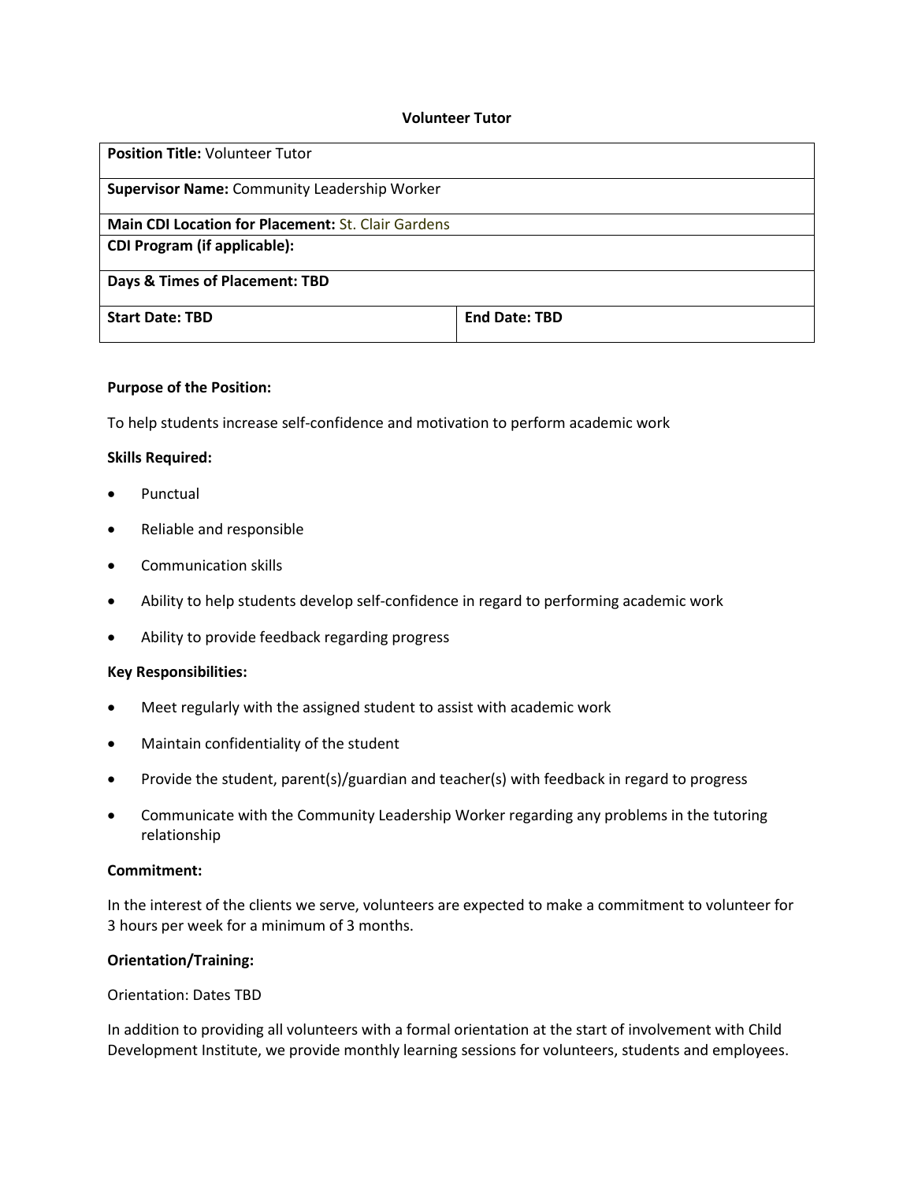# Volunteer Tutor

| **Position Title:** Volunteer Tutor | |
|---|---|
| **Supervisor Name:** Community Leadership Worker | |
| **Main CDI Location for Placement:** St. Clair Gardens | |
| **CDI Program (if applicable):** | |
| **Days & Times of Placement: TBD** | |
| **Start Date: TBD** | **End Date: TBD** |

**Purpose of the Position:**

To help students increase self-confidence and motivation to perform academic work

**Skills Required:**

- Punctual
- Reliable and responsible
- Communication skills
- Ability to help students develop self-confidence in regard to performing academic work
- Ability to provide feedback regarding progress

**Key Responsibilities:**

- Meet regularly with the assigned student to assist with academic work
- Maintain confidentiality of the student
- Provide the student, parent(s)/guardian and teacher(s) with feedback in regard to progress
- Communicate with the Community Leadership Worker regarding any problems in the tutoring relationship

**Commitment:**

In the interest of the clients we serve, volunteers are expected to make a commitment to volunteer for 3 hours per week for a minimum of 3 months.

**Orientation/Training:**

Orientation: Dates TBD

In addition to providing all volunteers with a formal orientation at the start of involvement with Child Development Institute, we provide monthly learning sessions for volunteers, students and employees.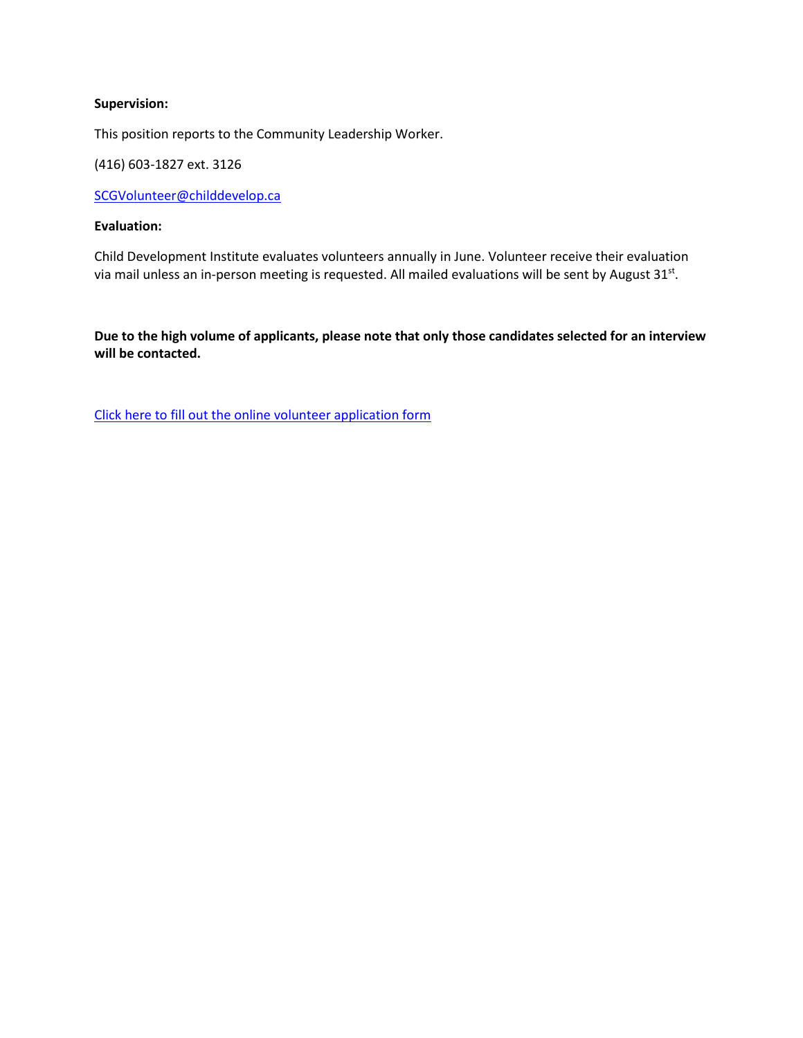**Supervision:**

This position reports to the Community Leadership Worker.

(416) 603-1827 ext. 3126

SCGVolunteer@childdevelop.ca

**Evaluation:**

Child Development Institute evaluates volunteers annually in June. Volunteer receive their evaluation via mail unless an in-person meeting is requested. All mailed evaluations will be sent by August 31st.

**Due to the high volume of applicants, please note that only those candidates selected for an interview will be contacted.**

Click here to fill out the online volunteer application form